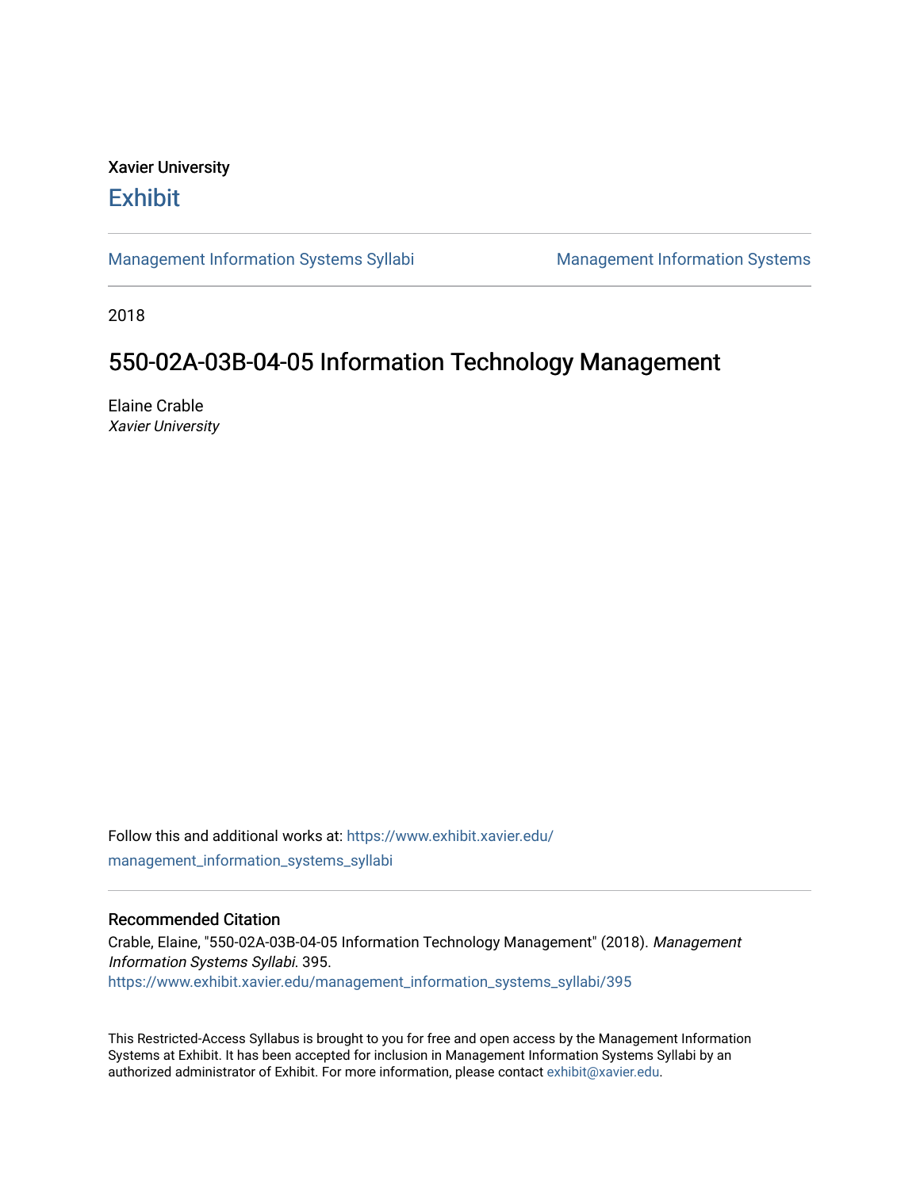Xavier University

# Exhibit

Management Information Systems Syllabi | Management Information Systems

2018

## 550-02A-03B-04-05 Information Technology Management

Elaine Crable
*Xavier University*

Follow this and additional works at: https://www.exhibit.xavier.edu/management_information_systems_syllabi

### Recommended Citation

Crable, Elaine, "550-02A-03B-04-05 Information Technology Management" (2018). *Management Information Systems Syllabi*. 395.
https://www.exhibit.xavier.edu/management_information_systems_syllabi/395

This Restricted-Access Syllabus is brought to you for free and open access by the Management Information Systems at Exhibit. It has been accepted for inclusion in Management Information Systems Syllabi by an authorized administrator of Exhibit. For more information, please contact exhibit@xavier.edu.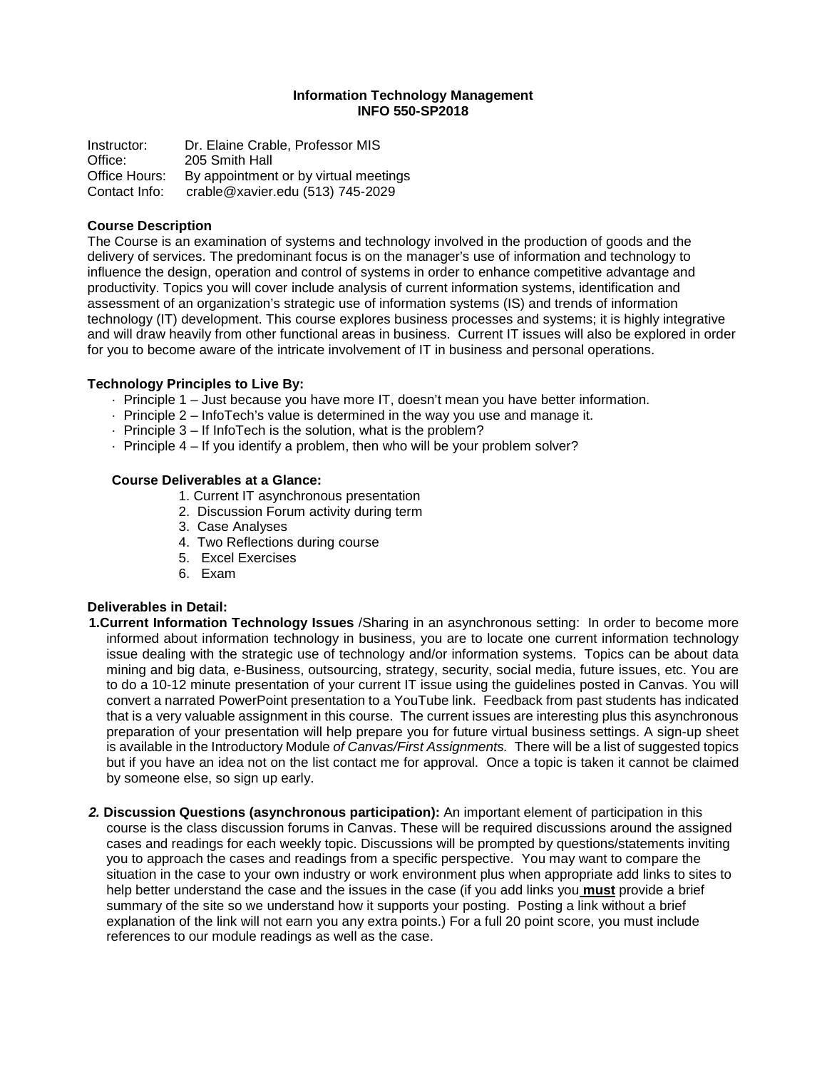**Information Technology Management**
**INFO 550-SP2018**

Instructor: Dr. Elaine Crable, Professor MIS
Office: 205 Smith Hall
Office Hours: By appointment or by virtual meetings
Contact Info: crable@xavier.edu (513) 745-2029

## Course Description

The Course is an examination of systems and technology involved in the production of goods and the delivery of services. The predominant focus is on the manager's use of information and technology to influence the design, operation and control of systems in order to enhance competitive advantage and productivity. Topics you will cover include analysis of current information systems, identification and assessment of an organization's strategic use of information systems (IS) and trends of information technology (IT) development. This course explores business processes and systems; it is highly integrative and will draw heavily from other functional areas in business. Current IT issues will also be explored in order for you to become aware of the intricate involvement of IT in business and personal operations.

## Technology Principles to Live By:

- Principle 1 – Just because you have more IT, doesn't mean you have better information.
- Principle 2 – InfoTech's value is determined in the way you use and manage it.
- Principle 3 – If InfoTech is the solution, what is the problem?
- Principle 4 – If you identify a problem, then who will be your problem solver?

## Course Deliverables at a Glance:

1. Current IT asynchronous presentation
2. Discussion Forum activity during term
3. Case Analyses
4. Two Reflections during course
5. Excel Exercises
6. Exam

## Deliverables in Detail:

**1.Current Information Technology Issues** /Sharing in an asynchronous setting: In order to become more informed about information technology in business, you are to locate one current information technology issue dealing with the strategic use of technology and/or information systems. Topics can be about data mining and big data, e-Business, outsourcing, strategy, security, social media, future issues, etc. You are to do a 10-12 minute presentation of your current IT issue using the guidelines posted in Canvas. You will convert a narrated PowerPoint presentation to a YouTube link. Feedback from past students has indicated that is a very valuable assignment in this course. The current issues are interesting plus this asynchronous preparation of your presentation will help prepare you for future virtual business settings. A sign-up sheet is available in the Introductory Module *of Canvas/First Assignments.* There will be a list of suggested topics but if you have an idea not on the list contact me for approval. Once a topic is taken it cannot be claimed by someone else, so sign up early.

***2.*** **Discussion Questions (asynchronous participation):** An important element of participation in this course is the class discussion forums in Canvas. These will be required discussions around the assigned cases and readings for each weekly topic. Discussions will be prompted by questions/statements inviting you to approach the cases and readings from a specific perspective. You may want to compare the situation in the case to your own industry or work environment plus when appropriate add links to sites to help better understand the case and the issues in the case (if you add links you **must** provide a brief summary of the site so we understand how it supports your posting. Posting a link without a brief explanation of the link will not earn you any extra points.) For a full 20 point score, you must include references to our module readings as well as the case.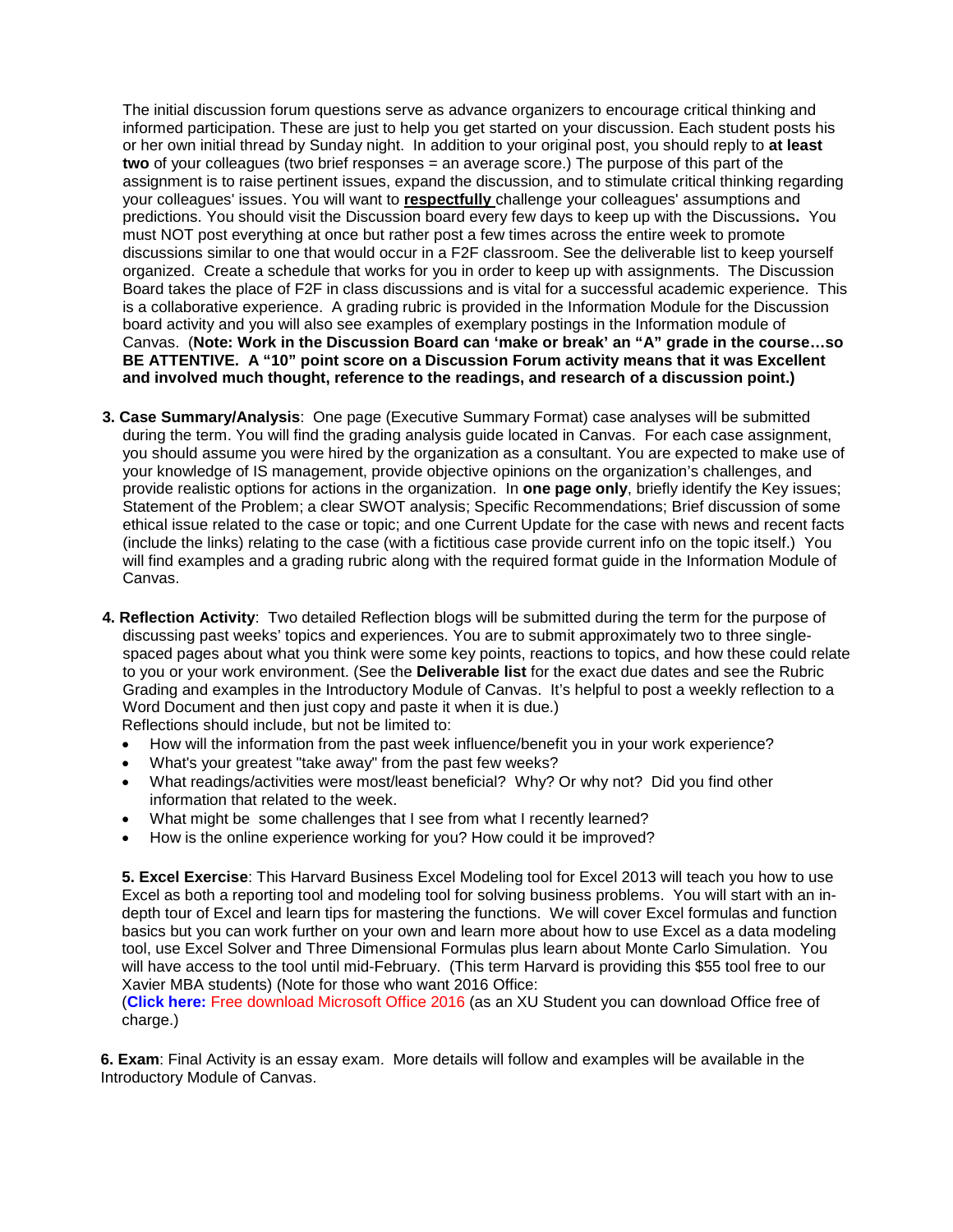The initial discussion forum questions serve as advance organizers to encourage critical thinking and informed participation. These are just to help you get started on your discussion. Each student posts his or her own initial thread by Sunday night. In addition to your original post, you should reply to **at least two** of your colleagues (two brief responses = an average score.) The purpose of this part of the assignment is to raise pertinent issues, expand the discussion, and to stimulate critical thinking regarding your colleagues' issues. You will want to **respectfully** challenge your colleagues' assumptions and predictions. You should visit the Discussion board every few days to keep up with the Discussions**.** You must NOT post everything at once but rather post a few times across the entire week to promote discussions similar to one that would occur in a F2F classroom. See the deliverable list to keep yourself organized. Create a schedule that works for you in order to keep up with assignments. The Discussion Board takes the place of F2F in class discussions and is vital for a successful academic experience. This is a collaborative experience. A grading rubric is provided in the Information Module for the Discussion board activity and you will also see examples of exemplary postings in the Information module of Canvas. (**Note: Work in the Discussion Board can 'make or break' an "A" grade in the course…so BE ATTENTIVE. A "10" point score on a Discussion Forum activity means that it was Excellent and involved much thought, reference to the readings, and research of a discussion point.)**

**3. Case Summary/Analysis**: One page (Executive Summary Format) case analyses will be submitted during the term. You will find the grading analysis guide located in Canvas. For each case assignment, you should assume you were hired by the organization as a consultant. You are expected to make use of your knowledge of IS management, provide objective opinions on the organization's challenges, and provide realistic options for actions in the organization. In **one page only**, briefly identify the Key issues; Statement of the Problem; a clear SWOT analysis; Specific Recommendations; Brief discussion of some ethical issue related to the case or topic; and one Current Update for the case with news and recent facts (include the links) relating to the case (with a fictitious case provide current info on the topic itself.) You will find examples and a grading rubric along with the required format guide in the Information Module of Canvas.

**4. Reflection Activity**: Two detailed Reflection blogs will be submitted during the term for the purpose of discussing past weeks' topics and experiences. You are to submit approximately two to three single-spaced pages about what you think were some key points, reactions to topics, and how these could relate to you or your work environment. (See the **Deliverable list** for the exact due dates and see the Rubric Grading and examples in the Introductory Module of Canvas. It's helpful to post a weekly reflection to a Word Document and then just copy and paste it when it is due.)
Reflections should include, but not be limited to:

- How will the information from the past week influence/benefit you in your work experience?
- What's your greatest "take away" from the past few weeks?
- What readings/activities were most/least beneficial? Why? Or why not? Did you find other information that related to the week.
- What might be some challenges that I see from what I recently learned?
- How is the online experience working for you? How could it be improved?

**5. Excel Exercise**: This Harvard Business Excel Modeling tool for Excel 2013 will teach you how to use Excel as both a reporting tool and modeling tool for solving business problems. You will start with an in-depth tour of Excel and learn tips for mastering the functions. We will cover Excel formulas and function basics but you can work further on your own and learn more about how to use Excel as a data modeling tool, use Excel Solver and Three Dimensional Formulas plus learn about Monte Carlo Simulation. You will have access to the tool until mid-February. (This term Harvard is providing this $55 tool free to our Xavier MBA students) (Note for those who want 2016 Office:
(**Click here:** Free download Microsoft Office 2016 (as an XU Student you can download Office free of charge.)

**6. Exam**: Final Activity is an essay exam. More details will follow and examples will be available in the Introductory Module of Canvas.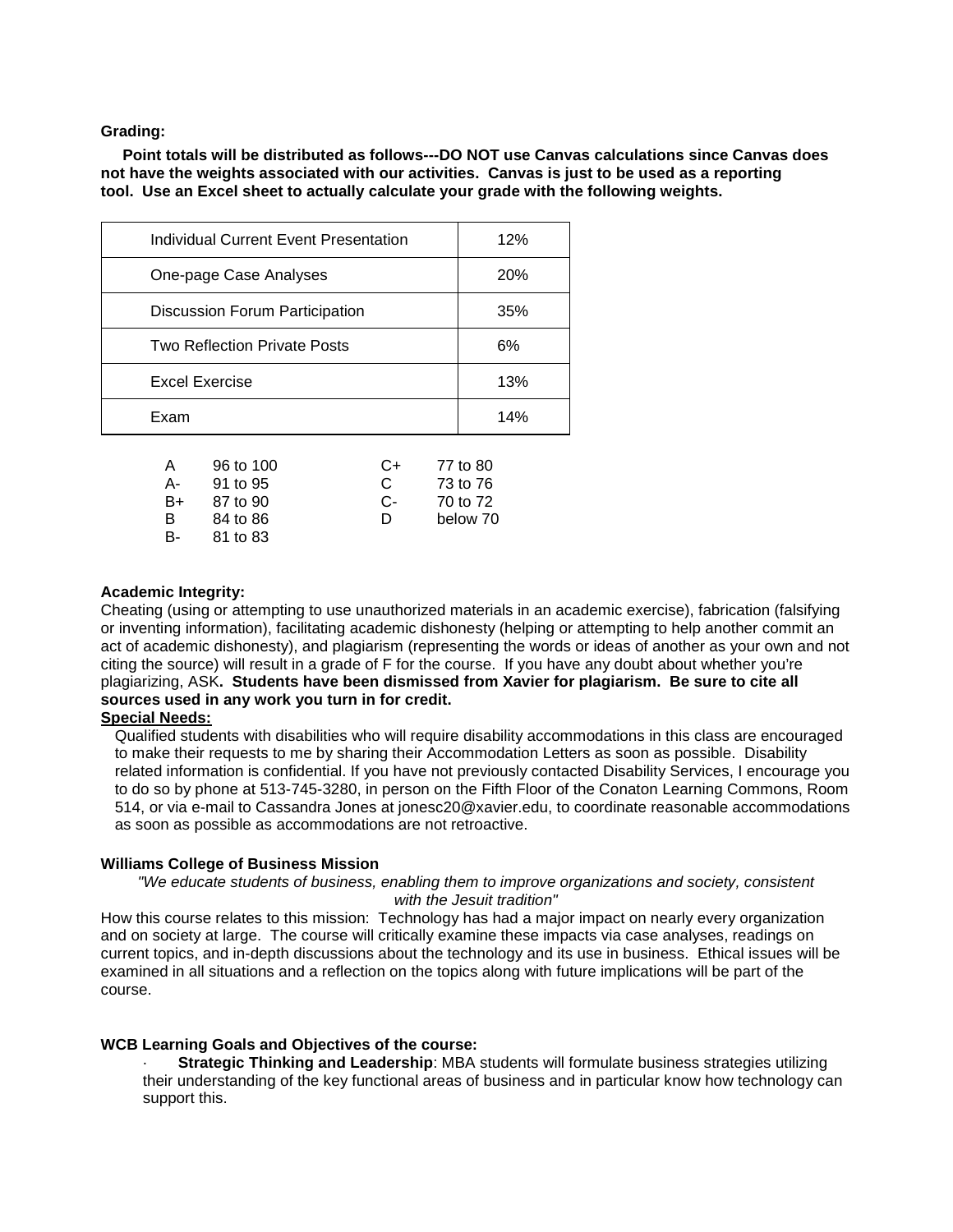**Grading:**

**Point totals will be distributed as follows---DO NOT use Canvas calculations since Canvas does not have the weights associated with our activities. Canvas is just to be used as a reporting tool. Use an Excel sheet to actually calculate your grade with the following weights.**

| Activity | Weight |
|---|---|
| Individual Current Event Presentation | 12% |
| One-page Case Analyses | 20% |
| Discussion Forum Participation | 35% |
| Two Reflection Private Posts | 6% |
| Excel Exercise | 13% |
| Exam | 14% |

| Grade | Range | Grade | Range |
|---|---|---|---|
| A | 96 to 100 | C+ | 77 to 80 |
| A- | 91 to 95 | C | 73 to 76 |
| B+ | 87 to 90 | C- | 70 to 72 |
| B | 84 to 86 | D | below 70 |
| B- | 81 to 83 | | |

**Academic Integrity:**

Cheating (using or attempting to use unauthorized materials in an academic exercise), fabrication (falsifying or inventing information), facilitating academic dishonesty (helping or attempting to help another commit an act of academic dishonesty), and plagiarism (representing the words or ideas of another as your own and not citing the source) will result in a grade of F for the course. If you have any doubt about whether you're plagiarizing, ASK**. Students have been dismissed from Xavier for plagiarism. Be sure to cite all sources used in any work you turn in for credit.**

**Special Needs:**

Qualified students with disabilities who will require disability accommodations in this class are encouraged to make their requests to me by sharing their Accommodation Letters as soon as possible. Disability related information is confidential. If you have not previously contacted Disability Services, I encourage you to do so by phone at 513-745-3280, in person on the Fifth Floor of the Conaton Learning Commons, Room 514, or via e-mail to Cassandra Jones at jonesc20@xavier.edu, to coordinate reasonable accommodations as soon as possible as accommodations are not retroactive.

**Williams College of Business Mission**

*"We educate students of business, enabling them to improve organizations and society, consistent with the Jesuit tradition"*

How this course relates to this mission: Technology has had a major impact on nearly every organization and on society at large. The course will critically examine these impacts via case analyses, readings on current topics, and in-depth discussions about the technology and its use in business. Ethical issues will be examined in all situations and a reflection on the topics along with future implications will be part of the course.

**WCB Learning Goals and Objectives of the course:**

- **Strategic Thinking and Leadership**: MBA students will formulate business strategies utilizing their understanding of the key functional areas of business and in particular know how technology can support this.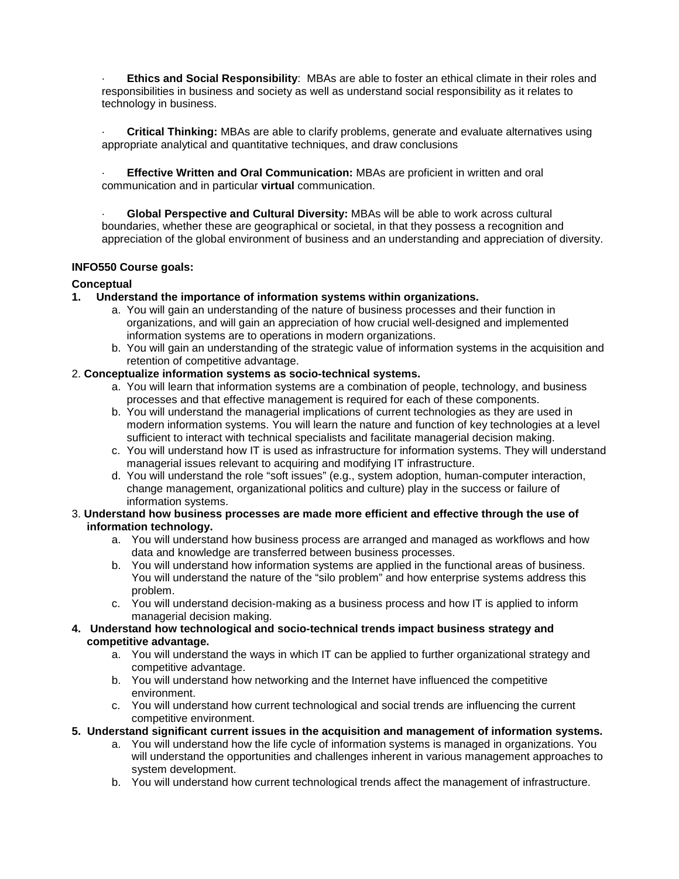· **Ethics and Social Responsibility**: MBAs are able to foster an ethical climate in their roles and responsibilities in business and society as well as understand social responsibility as it relates to technology in business.

· **Critical Thinking:** MBAs are able to clarify problems, generate and evaluate alternatives using appropriate analytical and quantitative techniques, and draw conclusions

· **Effective Written and Oral Communication:** MBAs are proficient in written and oral communication and in particular **virtual** communication.

· **Global Perspective and Cultural Diversity:** MBAs will be able to work across cultural boundaries, whether these are geographical or societal, in that they possess a recognition and appreciation of the global environment of business and an understanding and appreciation of diversity.

**INFO550 Course goals:**

**Conceptual**

1. **Understand the importance of information systems within organizations.**
   a. You will gain an understanding of the nature of business processes and their function in organizations, and will gain an appreciation of how crucial well-designed and implemented information systems are to operations in modern organizations.
   b. You will gain an understanding of the strategic value of information systems in the acquisition and retention of competitive advantage.
2. **Conceptualize information systems as socio-technical systems.**
   a. You will learn that information systems are a combination of people, technology, and business processes and that effective management is required for each of these components.
   b. You will understand the managerial implications of current technologies as they are used in modern information systems. You will learn the nature and function of key technologies at a level sufficient to interact with technical specialists and facilitate managerial decision making.
   c. You will understand how IT is used as infrastructure for information systems. They will understand managerial issues relevant to acquiring and modifying IT infrastructure.
   d. You will understand the role "soft issues" (e.g., system adoption, human-computer interaction, change management, organizational politics and culture) play in the success or failure of information systems.
3. **Understand how business processes are made more efficient and effective through the use of information technology.**
   a. You will understand how business process are arranged and managed as workflows and how data and knowledge are transferred between business processes.
   b. You will understand how information systems are applied in the functional areas of business. You will understand the nature of the "silo problem" and how enterprise systems address this problem.
   c. You will understand decision-making as a business process and how IT is applied to inform managerial decision making.
4. **Understand how technological and socio-technical trends impact business strategy and competitive advantage.**
   a. You will understand the ways in which IT can be applied to further organizational strategy and competitive advantage.
   b. You will understand how networking and the Internet have influenced the competitive environment.
   c. You will understand how current technological and social trends are influencing the current competitive environment.
5. **Understand significant current issues in the acquisition and management of information systems.**
   a. You will understand how the life cycle of information systems is managed in organizations. You will understand the opportunities and challenges inherent in various management approaches to system development.
   b. You will understand how current technological trends affect the management of infrastructure.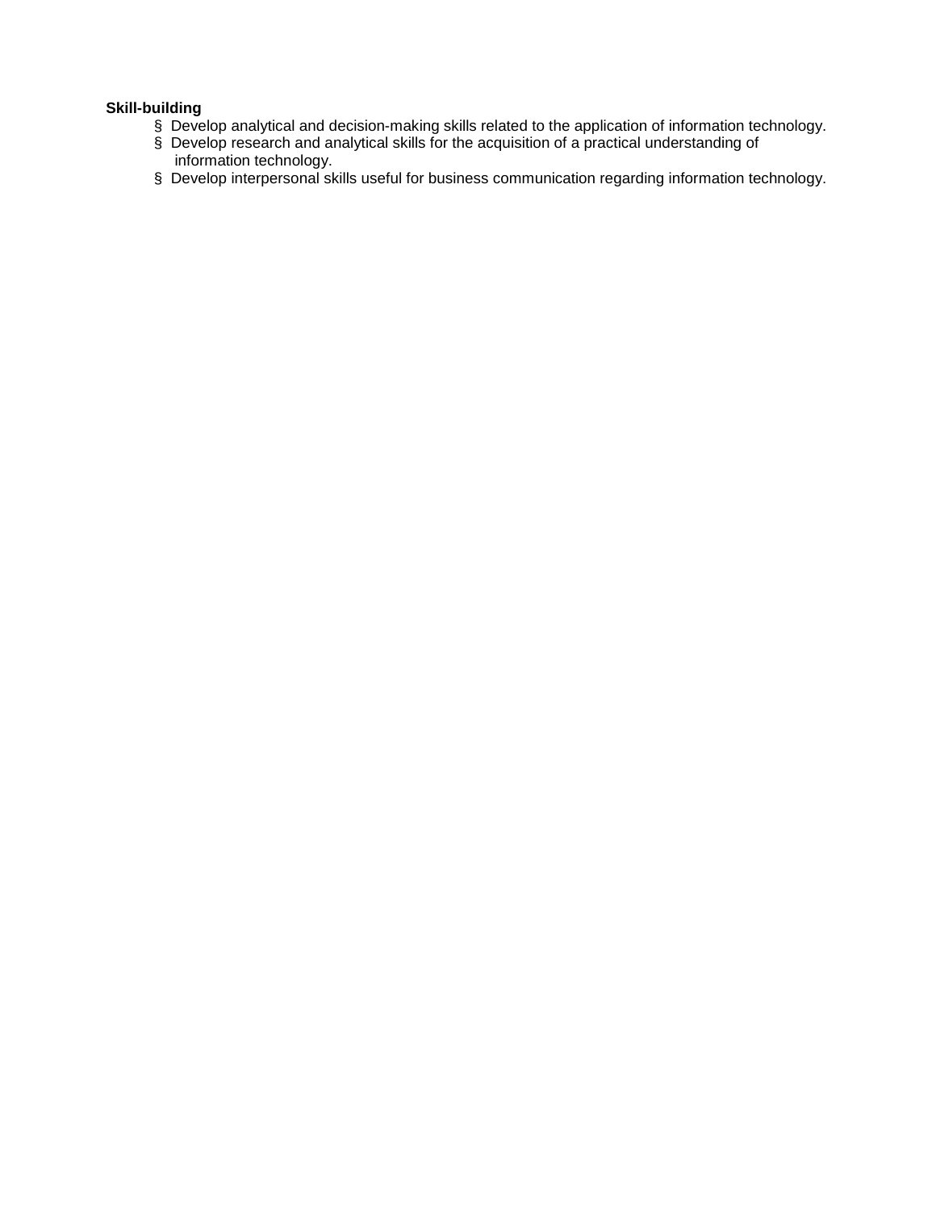**Skill-building**

- Develop analytical and decision-making skills related to the application of information technology.
- Develop research and analytical skills for the acquisition of a practical understanding of information technology.
- Develop interpersonal skills useful for business communication regarding information technology.